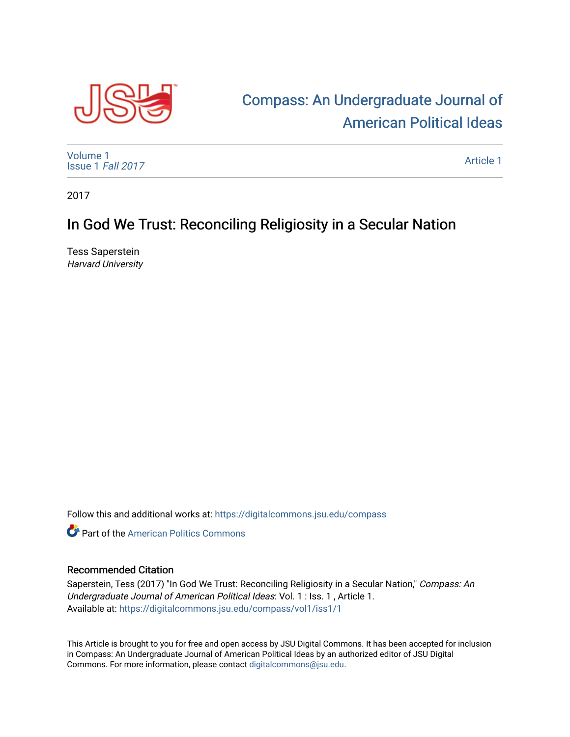Compass: An Undergraduate Journal of American Political Ideas

Volume 1
Issue 1 *Fall 2017*

Article 1

2017

# In God We Trust: Reconciling Religiosity in a Secular Nation

Tess Saperstein
*Harvard University*

Follow this and additional works at: https://digitalcommons.jsu.edu/compass

Part of the American Politics Commons

## Recommended Citation

Saperstein, Tess (2017) "In God We Trust: Reconciling Religiosity in a Secular Nation," *Compass: An Undergraduate Journal of American Political Ideas*: Vol. 1 : Iss. 1 , Article 1.
Available at: https://digitalcommons.jsu.edu/compass/vol1/iss1/1

This Article is brought to you for free and open access by JSU Digital Commons. It has been accepted for inclusion in Compass: An Undergraduate Journal of American Political Ideas by an authorized editor of JSU Digital Commons. For more information, please contact digitalcommons@jsu.edu.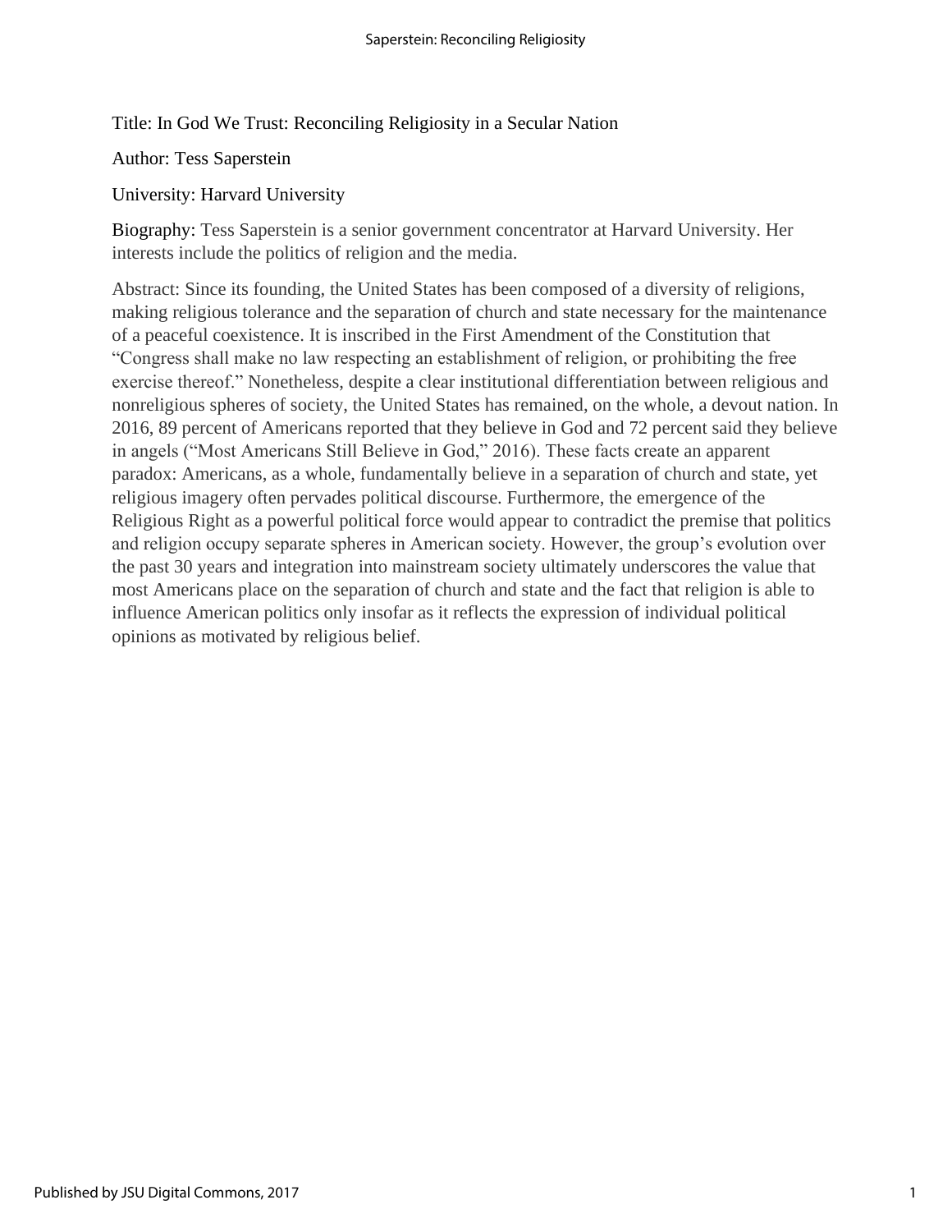Title: In God We Trust: Reconciling Religiosity in a Secular Nation

Author: Tess Saperstein

University: Harvard University

Biography: Tess Saperstein is a senior government concentrator at Harvard University. Her interests include the politics of religion and the media.

Abstract: Since its founding, the United States has been composed of a diversity of religions, making religious tolerance and the separation of church and state necessary for the maintenance of a peaceful coexistence. It is inscribed in the First Amendment of the Constitution that "Congress shall make no law respecting an establishment of religion, or prohibiting the free exercise thereof." Nonetheless, despite a clear institutional differentiation between religious and nonreligious spheres of society, the United States has remained, on the whole, a devout nation. In 2016, 89 percent of Americans reported that they believe in God and 72 percent said they believe in angels ("Most Americans Still Believe in God," 2016). These facts create an apparent paradox: Americans, as a whole, fundamentally believe in a separation of church and state, yet religious imagery often pervades political discourse. Furthermore, the emergence of the Religious Right as a powerful political force would appear to contradict the premise that politics and religion occupy separate spheres in American society. However, the group's evolution over the past 30 years and integration into mainstream society ultimately underscores the value that most Americans place on the separation of church and state and the fact that religion is able to influence American politics only insofar as it reflects the expression of individual political opinions as motivated by religious belief.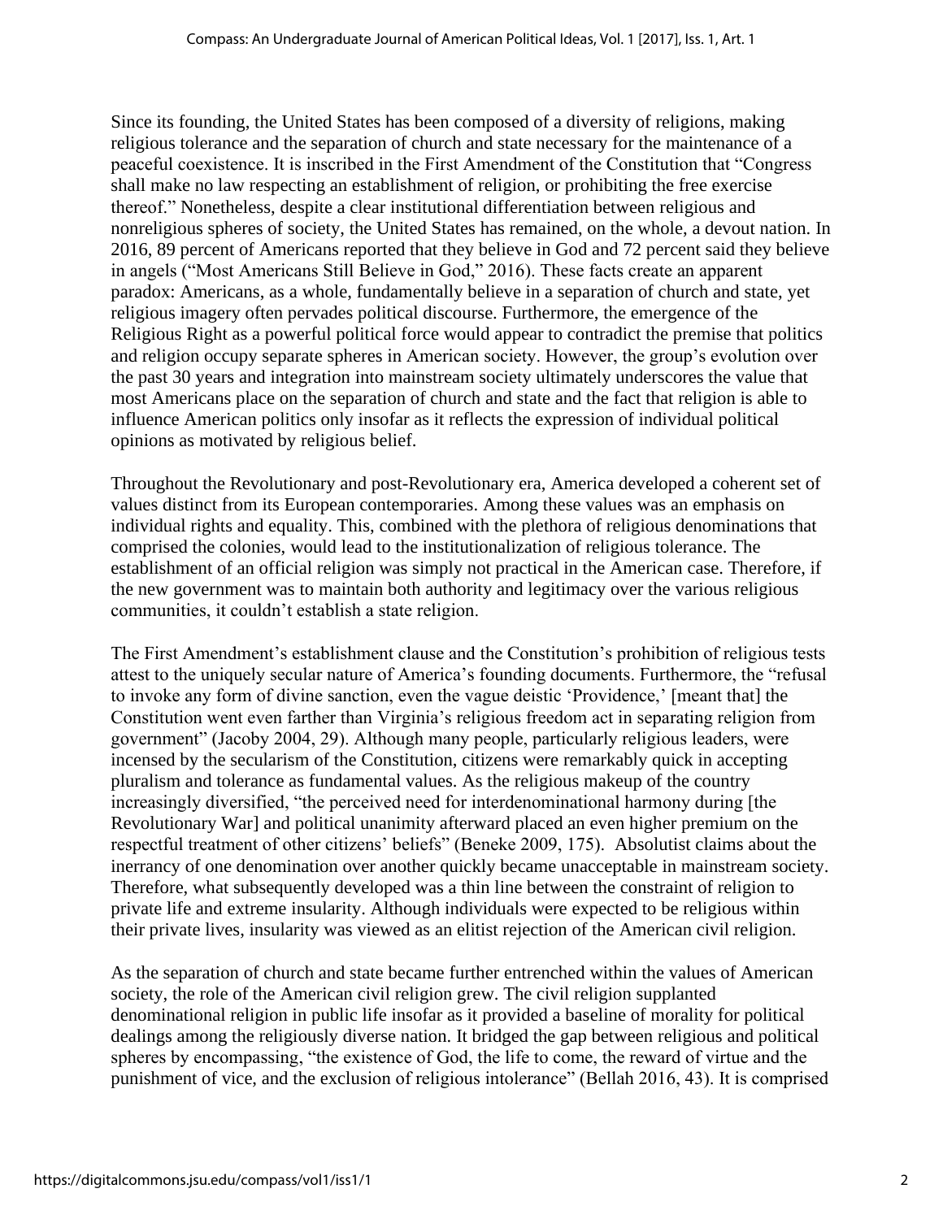Since its founding, the United States has been composed of a diversity of religions, making religious tolerance and the separation of church and state necessary for the maintenance of a peaceful coexistence. It is inscribed in the First Amendment of the Constitution that "Congress shall make no law respecting an establishment of religion, or prohibiting the free exercise thereof." Nonetheless, despite a clear institutional differentiation between religious and nonreligious spheres of society, the United States has remained, on the whole, a devout nation. In 2016, 89 percent of Americans reported that they believe in God and 72 percent said they believe in angels ("Most Americans Still Believe in God," 2016). These facts create an apparent paradox: Americans, as a whole, fundamentally believe in a separation of church and state, yet religious imagery often pervades political discourse. Furthermore, the emergence of the Religious Right as a powerful political force would appear to contradict the premise that politics and religion occupy separate spheres in American society. However, the group's evolution over the past 30 years and integration into mainstream society ultimately underscores the value that most Americans place on the separation of church and state and the fact that religion is able to influence American politics only insofar as it reflects the expression of individual political opinions as motivated by religious belief.

Throughout the Revolutionary and post-Revolutionary era, America developed a coherent set of values distinct from its European contemporaries. Among these values was an emphasis on individual rights and equality. This, combined with the plethora of religious denominations that comprised the colonies, would lead to the institutionalization of religious tolerance. The establishment of an official religion was simply not practical in the American case. Therefore, if the new government was to maintain both authority and legitimacy over the various religious communities, it couldn't establish a state religion.

The First Amendment's establishment clause and the Constitution's prohibition of religious tests attest to the uniquely secular nature of America's founding documents. Furthermore, the "refusal to invoke any form of divine sanction, even the vague deistic 'Providence,' [meant that] the Constitution went even farther than Virginia's religious freedom act in separating religion from government" (Jacoby 2004, 29). Although many people, particularly religious leaders, were incensed by the secularism of the Constitution, citizens were remarkably quick in accepting pluralism and tolerance as fundamental values. As the religious makeup of the country increasingly diversified, "the perceived need for interdenominational harmony during [the Revolutionary War] and political unanimity afterward placed an even higher premium on the respectful treatment of other citizens' beliefs" (Beneke 2009, 175). Absolutist claims about the inerrancy of one denomination over another quickly became unacceptable in mainstream society. Therefore, what subsequently developed was a thin line between the constraint of religion to private life and extreme insularity. Although individuals were expected to be religious within their private lives, insularity was viewed as an elitist rejection of the American civil religion.

As the separation of church and state became further entrenched within the values of American society, the role of the American civil religion grew. The civil religion supplanted denominational religion in public life insofar as it provided a baseline of morality for political dealings among the religiously diverse nation. It bridged the gap between religious and political spheres by encompassing, "the existence of God, the life to come, the reward of virtue and the punishment of vice, and the exclusion of religious intolerance" (Bellah 2016, 43). It is comprised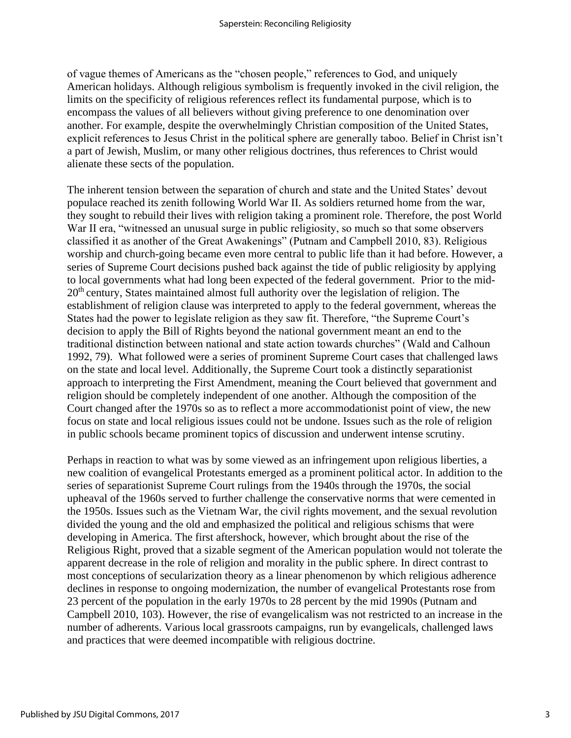of vague themes of Americans as the "chosen people," references to God, and uniquely American holidays. Although religious symbolism is frequently invoked in the civil religion, the limits on the specificity of religious references reflect its fundamental purpose, which is to encompass the values of all believers without giving preference to one denomination over another. For example, despite the overwhelmingly Christian composition of the United States, explicit references to Jesus Christ in the political sphere are generally taboo. Belief in Christ isn't a part of Jewish, Muslim, or many other religious doctrines, thus references to Christ would alienate these sects of the population.

The inherent tension between the separation of church and state and the United States' devout populace reached its zenith following World War II. As soldiers returned home from the war, they sought to rebuild their lives with religion taking a prominent role. Therefore, the post World War II era, "witnessed an unusual surge in public religiosity, so much so that some observers classified it as another of the Great Awakenings" (Putnam and Campbell 2010, 83). Religious worship and church-going became even more central to public life than it had before. However, a series of Supreme Court decisions pushed back against the tide of public religiosity by applying to local governments what had long been expected of the federal government. Prior to the mid-20th century, States maintained almost full authority over the legislation of religion. The establishment of religion clause was interpreted to apply to the federal government, whereas the States had the power to legislate religion as they saw fit. Therefore, "the Supreme Court's decision to apply the Bill of Rights beyond the national government meant an end to the traditional distinction between national and state action towards churches" (Wald and Calhoun 1992, 79). What followed were a series of prominent Supreme Court cases that challenged laws on the state and local level. Additionally, the Supreme Court took a distinctly separationist approach to interpreting the First Amendment, meaning the Court believed that government and religion should be completely independent of one another. Although the composition of the Court changed after the 1970s so as to reflect a more accommodationist point of view, the new focus on state and local religious issues could not be undone. Issues such as the role of religion in public schools became prominent topics of discussion and underwent intense scrutiny.

Perhaps in reaction to what was by some viewed as an infringement upon religious liberties, a new coalition of evangelical Protestants emerged as a prominent political actor. In addition to the series of separationist Supreme Court rulings from the 1940s through the 1970s, the social upheaval of the 1960s served to further challenge the conservative norms that were cemented in the 1950s. Issues such as the Vietnam War, the civil rights movement, and the sexual revolution divided the young and the old and emphasized the political and religious schisms that were developing in America. The first aftershock, however, which brought about the rise of the Religious Right, proved that a sizable segment of the American population would not tolerate the apparent decrease in the role of religion and morality in the public sphere. In direct contrast to most conceptions of secularization theory as a linear phenomenon by which religious adherence declines in response to ongoing modernization, the number of evangelical Protestants rose from 23 percent of the population in the early 1970s to 28 percent by the mid 1990s (Putnam and Campbell 2010, 103). However, the rise of evangelicalism was not restricted to an increase in the number of adherents. Various local grassroots campaigns, run by evangelicals, challenged laws and practices that were deemed incompatible with religious doctrine.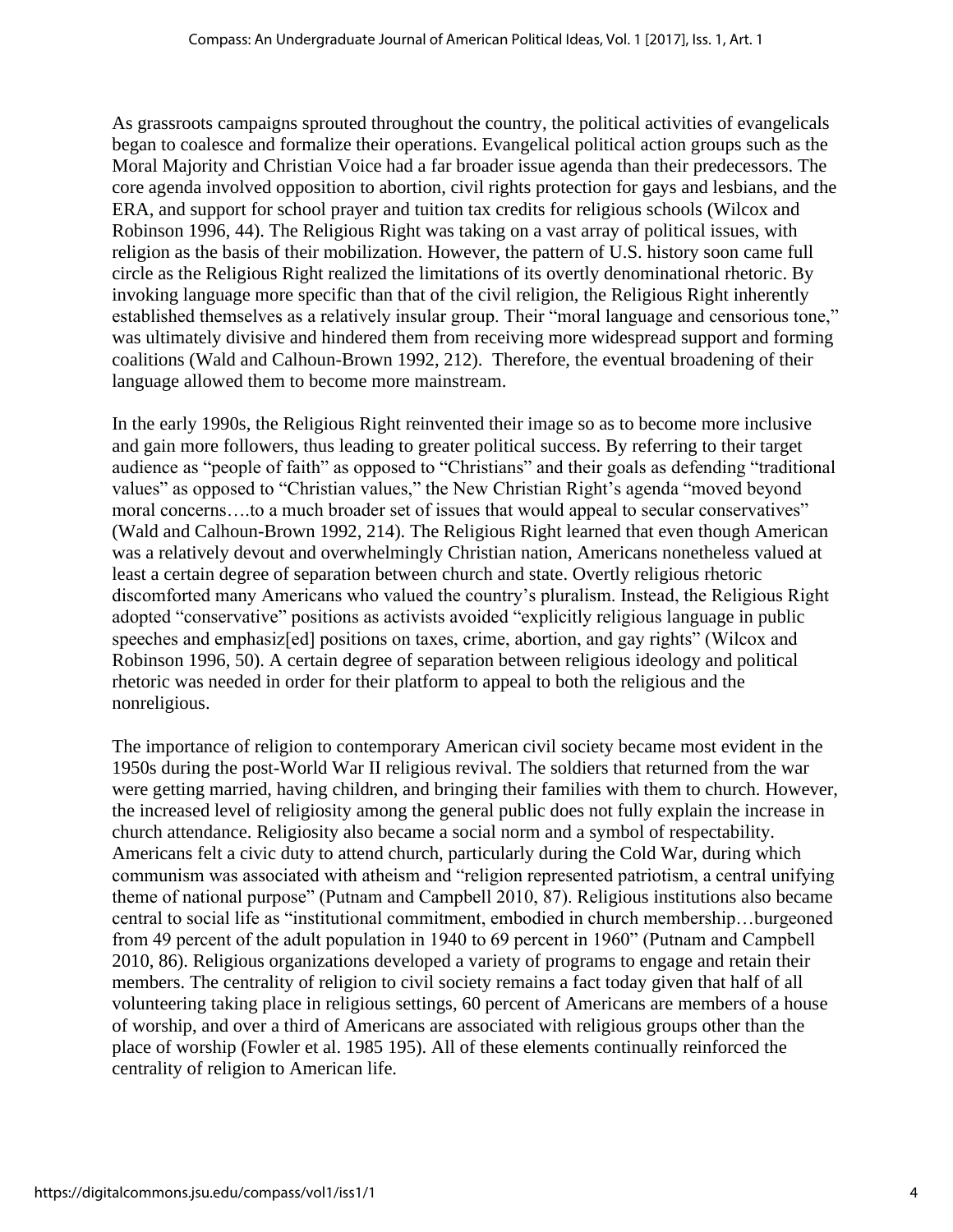As grassroots campaigns sprouted throughout the country, the political activities of evangelicals began to coalesce and formalize their operations. Evangelical political action groups such as the Moral Majority and Christian Voice had a far broader issue agenda than their predecessors. The core agenda involved opposition to abortion, civil rights protection for gays and lesbians, and the ERA, and support for school prayer and tuition tax credits for religious schools (Wilcox and Robinson 1996, 44). The Religious Right was taking on a vast array of political issues, with religion as the basis of their mobilization. However, the pattern of U.S. history soon came full circle as the Religious Right realized the limitations of its overtly denominational rhetoric. By invoking language more specific than that of the civil religion, the Religious Right inherently established themselves as a relatively insular group. Their "moral language and censorious tone," was ultimately divisive and hindered them from receiving more widespread support and forming coalitions (Wald and Calhoun-Brown 1992, 212). Therefore, the eventual broadening of their language allowed them to become more mainstream.

In the early 1990s, the Religious Right reinvented their image so as to become more inclusive and gain more followers, thus leading to greater political success. By referring to their target audience as "people of faith" as opposed to "Christians" and their goals as defending "traditional values" as opposed to "Christian values," the New Christian Right's agenda "moved beyond moral concerns….to a much broader set of issues that would appeal to secular conservatives" (Wald and Calhoun-Brown 1992, 214). The Religious Right learned that even though American was a relatively devout and overwhelmingly Christian nation, Americans nonetheless valued at least a certain degree of separation between church and state. Overtly religious rhetoric discomforted many Americans who valued the country's pluralism. Instead, the Religious Right adopted "conservative" positions as activists avoided "explicitly religious language in public speeches and emphasiz[ed] positions on taxes, crime, abortion, and gay rights" (Wilcox and Robinson 1996, 50). A certain degree of separation between religious ideology and political rhetoric was needed in order for their platform to appeal to both the religious and the nonreligious.

The importance of religion to contemporary American civil society became most evident in the 1950s during the post-World War II religious revival. The soldiers that returned from the war were getting married, having children, and bringing their families with them to church. However, the increased level of religiosity among the general public does not fully explain the increase in church attendance. Religiosity also became a social norm and a symbol of respectability. Americans felt a civic duty to attend church, particularly during the Cold War, during which communism was associated with atheism and "religion represented patriotism, a central unifying theme of national purpose" (Putnam and Campbell 2010, 87). Religious institutions also became central to social life as "institutional commitment, embodied in church membership…burgeoned from 49 percent of the adult population in 1940 to 69 percent in 1960" (Putnam and Campbell 2010, 86). Religious organizations developed a variety of programs to engage and retain their members. The centrality of religion to civil society remains a fact today given that half of all volunteering taking place in religious settings, 60 percent of Americans are members of a house of worship, and over a third of Americans are associated with religious groups other than the place of worship (Fowler et al. 1985 195). All of these elements continually reinforced the centrality of religion to American life.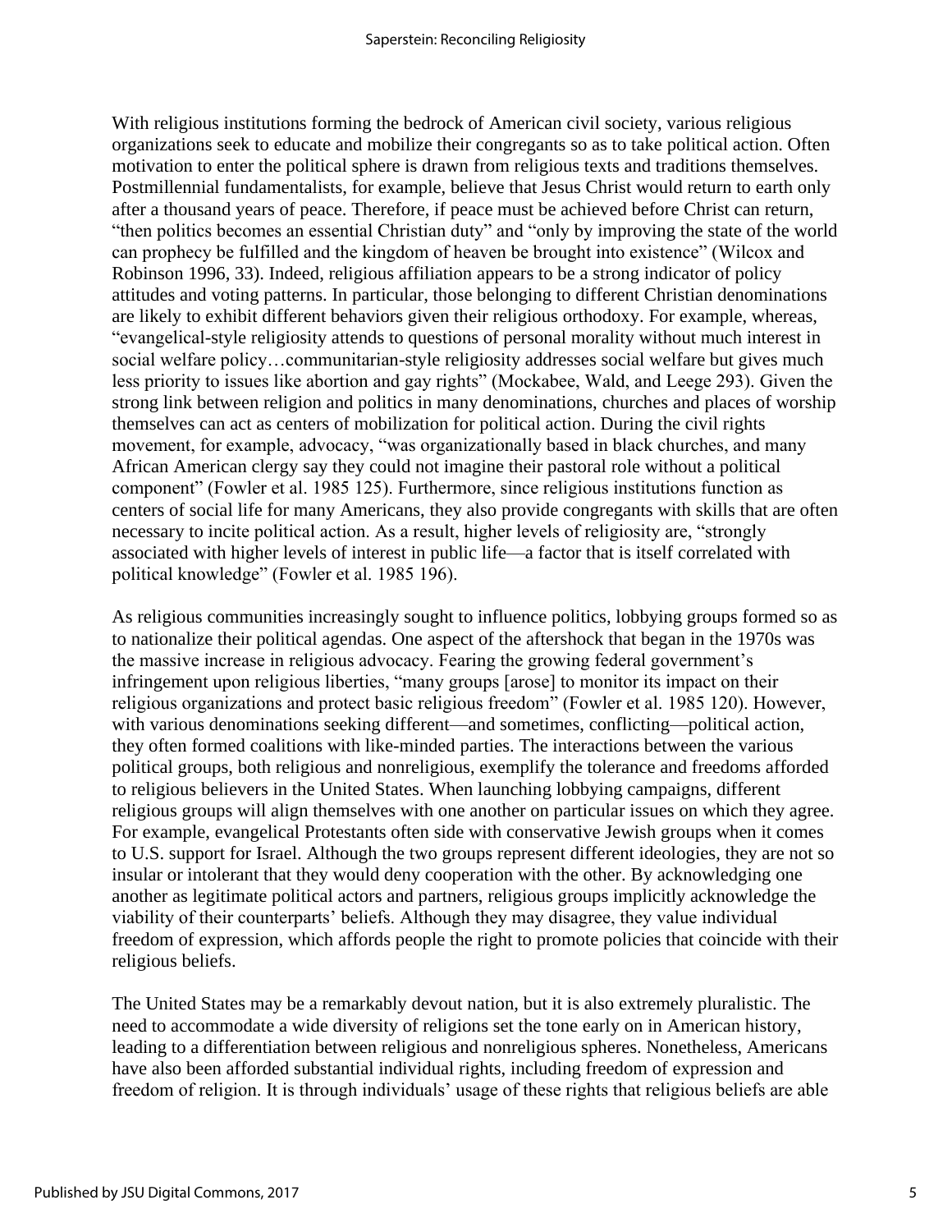With religious institutions forming the bedrock of American civil society, various religious organizations seek to educate and mobilize their congregants so as to take political action. Often motivation to enter the political sphere is drawn from religious texts and traditions themselves. Postmillennial fundamentalists, for example, believe that Jesus Christ would return to earth only after a thousand years of peace. Therefore, if peace must be achieved before Christ can return, "then politics becomes an essential Christian duty" and "only by improving the state of the world can prophecy be fulfilled and the kingdom of heaven be brought into existence" (Wilcox and Robinson 1996, 33). Indeed, religious affiliation appears to be a strong indicator of policy attitudes and voting patterns. In particular, those belonging to different Christian denominations are likely to exhibit different behaviors given their religious orthodoxy. For example, whereas, "evangelical-style religiosity attends to questions of personal morality without much interest in social welfare policy…communitarian-style religiosity addresses social welfare but gives much less priority to issues like abortion and gay rights" (Mockabee, Wald, and Leege 293). Given the strong link between religion and politics in many denominations, churches and places of worship themselves can act as centers of mobilization for political action. During the civil rights movement, for example, advocacy, "was organizationally based in black churches, and many African American clergy say they could not imagine their pastoral role without a political component" (Fowler et al. 1985 125). Furthermore, since religious institutions function as centers of social life for many Americans, they also provide congregants with skills that are often necessary to incite political action. As a result, higher levels of religiosity are, "strongly associated with higher levels of interest in public life—a factor that is itself correlated with political knowledge" (Fowler et al. 1985 196).

As religious communities increasingly sought to influence politics, lobbying groups formed so as to nationalize their political agendas. One aspect of the aftershock that began in the 1970s was the massive increase in religious advocacy. Fearing the growing federal government's infringement upon religious liberties, "many groups [arose] to monitor its impact on their religious organizations and protect basic religious freedom" (Fowler et al. 1985 120). However, with various denominations seeking different—and sometimes, conflicting—political action, they often formed coalitions with like-minded parties. The interactions between the various political groups, both religious and nonreligious, exemplify the tolerance and freedoms afforded to religious believers in the United States. When launching lobbying campaigns, different religious groups will align themselves with one another on particular issues on which they agree. For example, evangelical Protestants often side with conservative Jewish groups when it comes to U.S. support for Israel. Although the two groups represent different ideologies, they are not so insular or intolerant that they would deny cooperation with the other. By acknowledging one another as legitimate political actors and partners, religious groups implicitly acknowledge the viability of their counterparts' beliefs. Although they may disagree, they value individual freedom of expression, which affords people the right to promote policies that coincide with their religious beliefs.

The United States may be a remarkably devout nation, but it is also extremely pluralistic. The need to accommodate a wide diversity of religions set the tone early on in American history, leading to a differentiation between religious and nonreligious spheres. Nonetheless, Americans have also been afforded substantial individual rights, including freedom of expression and freedom of religion. It is through individuals' usage of these rights that religious beliefs are able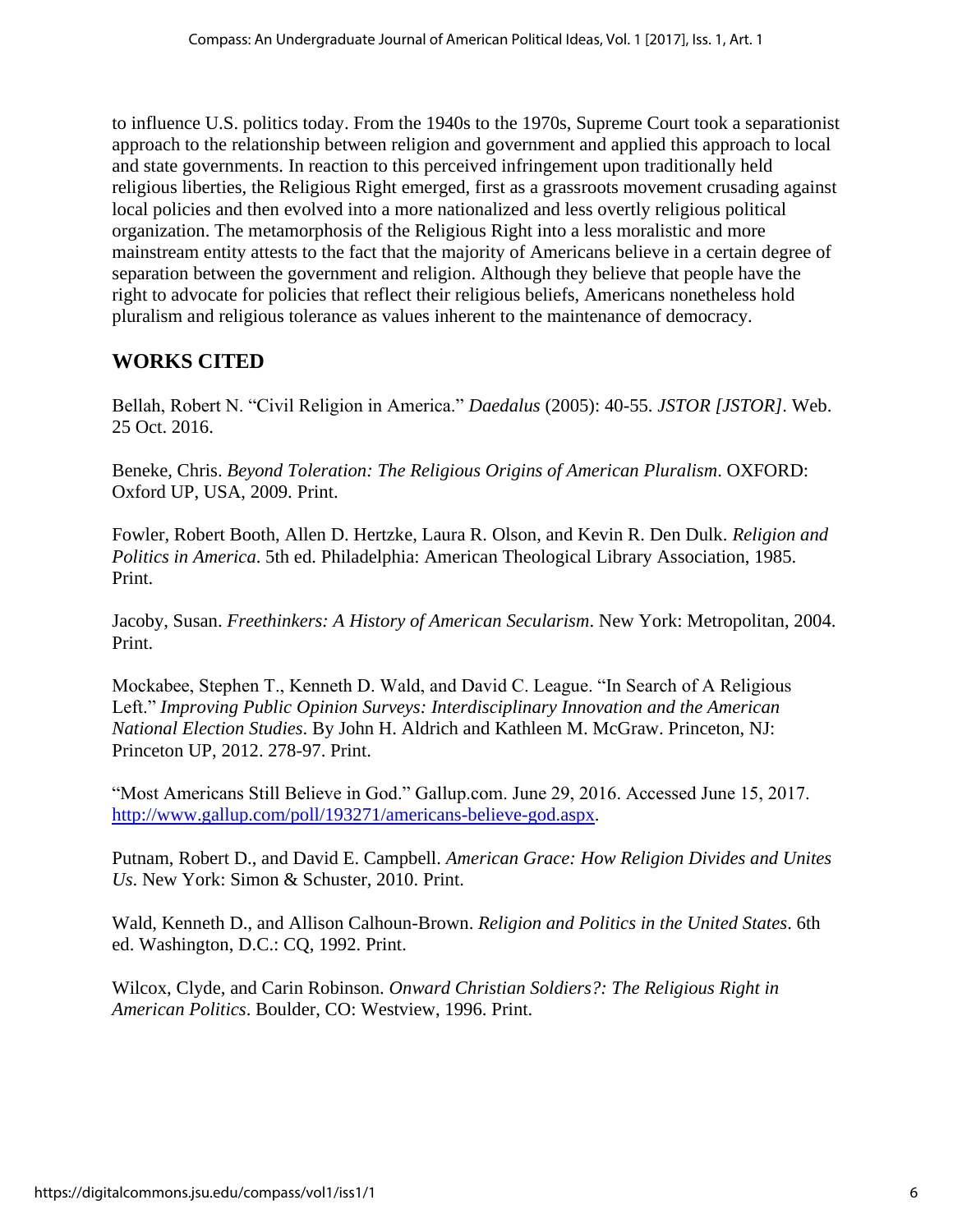to influence U.S. politics today. From the 1940s to the 1970s, Supreme Court took a separationist approach to the relationship between religion and government and applied this approach to local and state governments. In reaction to this perceived infringement upon traditionally held religious liberties, the Religious Right emerged, first as a grassroots movement crusading against local policies and then evolved into a more nationalized and less overtly religious political organization. The metamorphosis of the Religious Right into a less moralistic and more mainstream entity attests to the fact that the majority of Americans believe in a certain degree of separation between the government and religion. Although they believe that people have the right to advocate for policies that reflect their religious beliefs, Americans nonetheless hold pluralism and religious tolerance as values inherent to the maintenance of democracy.

## WORKS CITED

Bellah, Robert N. "Civil Religion in America." *Daedalus* (2005): 40-55. *JSTOR [JSTOR]*. Web. 25 Oct. 2016.

Beneke, Chris. *Beyond Toleration: The Religious Origins of American Pluralism*. OXFORD: Oxford UP, USA, 2009. Print.

Fowler, Robert Booth, Allen D. Hertzke, Laura R. Olson, and Kevin R. Den Dulk. *Religion and Politics in America*. 5th ed. Philadelphia: American Theological Library Association, 1985. Print.

Jacoby, Susan. *Freethinkers: A History of American Secularism*. New York: Metropolitan, 2004. Print.

Mockabee, Stephen T., Kenneth D. Wald, and David C. League. "In Search of A Religious Left." *Improving Public Opinion Surveys: Interdisciplinary Innovation and the American National Election Studies*. By John H. Aldrich and Kathleen M. McGraw. Princeton, NJ: Princeton UP, 2012. 278-97. Print.

"Most Americans Still Believe in God." Gallup.com. June 29, 2016. Accessed June 15, 2017. http://www.gallup.com/poll/193271/americans-believe-god.aspx.

Putnam, Robert D., and David E. Campbell. *American Grace: How Religion Divides and Unites Us*. New York: Simon & Schuster, 2010. Print.

Wald, Kenneth D., and Allison Calhoun-Brown. *Religion and Politics in the United States*. 6th ed. Washington, D.C.: CQ, 1992. Print.

Wilcox, Clyde, and Carin Robinson. *Onward Christian Soldiers?: The Religious Right in American Politics*. Boulder, CO: Westview, 1996. Print.